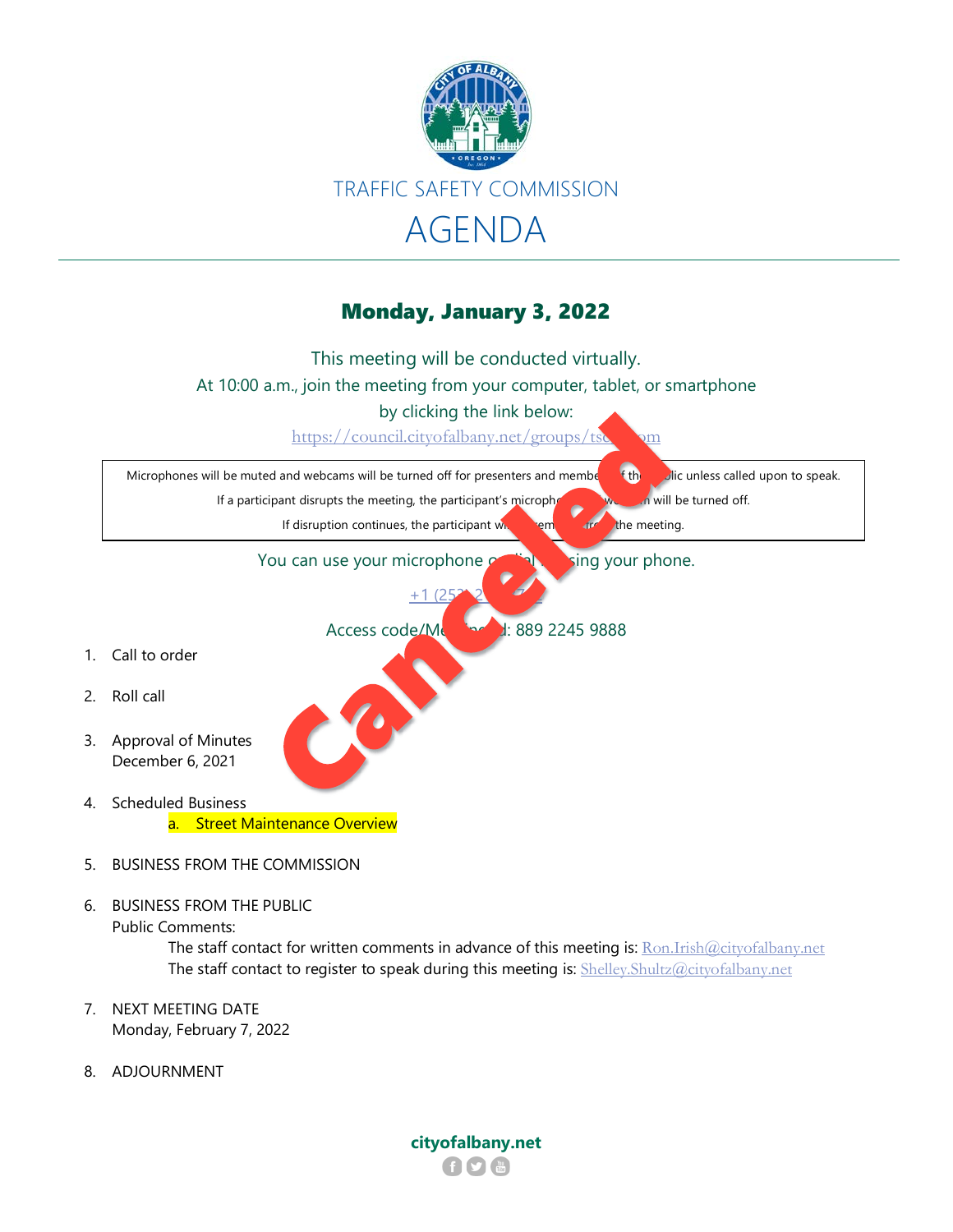# TRAFFIC SAFETY COMMISSION

# AGENDA

## Monday, January 3, 2022

Canceled

This meeting will be conducted virtually.
At 10:00 a.m., join the meeting from your computer, tablet, or smartphone by clicking the link below:

https://council.cityofalbany.net/groups/tsc/zoom

Microphones will be muted and webcams will be turned off for presenters and members of the public unless called upon to speak.
If a participant disrupts the meeting, the participant's microphone and webcam will be turned off.
If disruption continues, the participant will be removed from the meeting.

You can use your microphone or dial in using your phone.

+1 (253) 2... 7...

Access code/Meeting ID: 889 2245 9888

1. Call to order
2. Roll call
3. Approval of Minutes
   December 6, 2021
4. Scheduled Business
   a. Street Maintenance Overview
5. BUSINESS FROM THE COMMISSION
6. BUSINESS FROM THE PUBLIC
   Public Comments:
   The staff contact for written comments in advance of this meeting is: Ron.Irish@cityofalbany.net
   The staff contact to register to speak during this meeting is: Shelley.Shultz@cityofalbany.net
7. NEXT MEETING DATE
   Monday, February 7, 2022
8. ADJOURNMENT

**cityofalbany.net**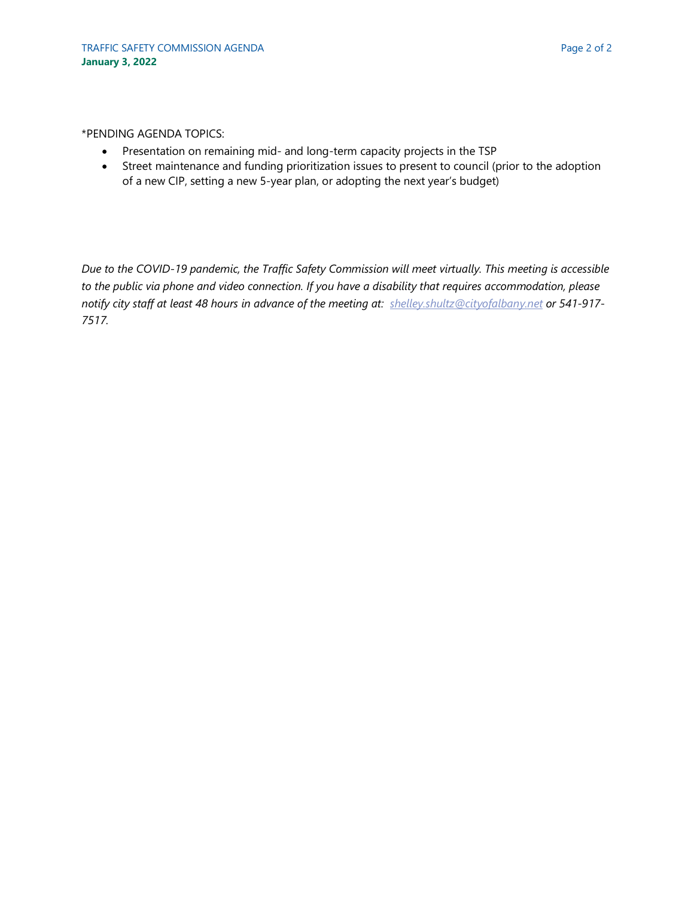*PENDING AGENDA TOPICS:

- Presentation on remaining mid- and long-term capacity projects in the TSP
- Street maintenance and funding prioritization issues to present to council (prior to the adoption of a new CIP, setting a new 5-year plan, or adopting the next year's budget)

*Due to the COVID-19 pandemic, the Traffic Safety Commission will meet virtually. This meeting is accessible to the public via phone and video connection. If you have a disability that requires accommodation, please notify city staff at least 48 hours in advance of the meeting at: shelley.shultz@cityofalbany.net or 541-917-7517.*